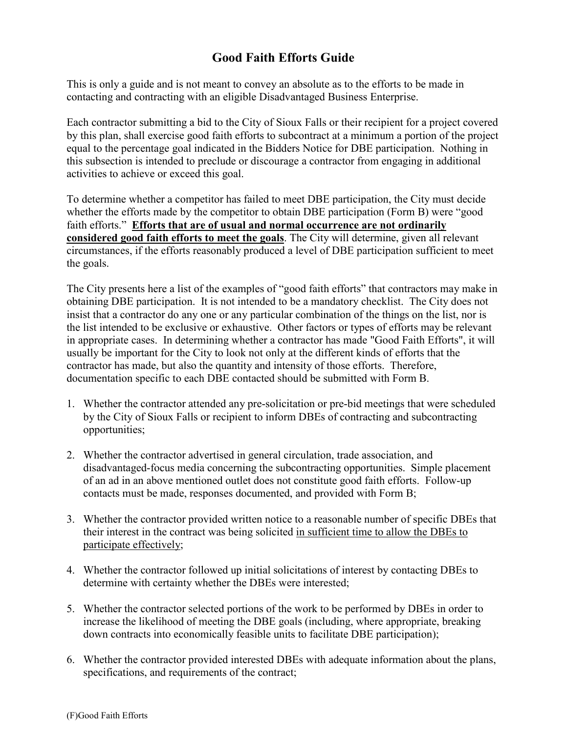# Good Faith Efforts Guide

This is only a guide and is not meant to convey an absolute as to the efforts to be made in contacting and contracting with an eligible Disadvantaged Business Enterprise.

Each contractor submitting a bid to the City of Sioux Falls or their recipient for a project covered by this plan, shall exercise good faith efforts to subcontract at a minimum a portion of the project equal to the percentage goal indicated in the Bidders Notice for DBE participation. Nothing in this subsection is intended to preclude or discourage a contractor from engaging in additional activities to achieve or exceed this goal.

To determine whether a competitor has failed to meet DBE participation, the City must decide whether the efforts made by the competitor to obtain DBE participation (Form B) were "good faith efforts." **Efforts that are of usual and normal occurrence are not ordinarily considered good faith efforts to meet the goals**. The City will determine, given all relevant circumstances, if the efforts reasonably produced a level of DBE participation sufficient to meet the goals.

The City presents here a list of the examples of "good faith efforts" that contractors may make in obtaining DBE participation. It is not intended to be a mandatory checklist. The City does not insist that a contractor do any one or any particular combination of the things on the list, nor is the list intended to be exclusive or exhaustive. Other factors or types of efforts may be relevant in appropriate cases. In determining whether a contractor has made "Good Faith Efforts", it will usually be important for the City to look not only at the different kinds of efforts that the contractor has made, but also the quantity and intensity of those efforts. Therefore, documentation specific to each DBE contacted should be submitted with Form B.

1. Whether the contractor attended any pre-solicitation or pre-bid meetings that were scheduled by the City of Sioux Falls or recipient to inform DBEs of contracting and subcontracting opportunities;

2. Whether the contractor advertised in general circulation, trade association, and disadvantaged-focus media concerning the subcontracting opportunities. Simple placement of an ad in an above mentioned outlet does not constitute good faith efforts. Follow-up contacts must be made, responses documented, and provided with Form B;

3. Whether the contractor provided written notice to a reasonable number of specific DBEs that their interest in the contract was being solicited in sufficient time to allow the DBEs to participate effectively;

4. Whether the contractor followed up initial solicitations of interest by contacting DBEs to determine with certainty whether the DBEs were interested;

5. Whether the contractor selected portions of the work to be performed by DBEs in order to increase the likelihood of meeting the DBE goals (including, where appropriate, breaking down contracts into economically feasible units to facilitate DBE participation);

6. Whether the contractor provided interested DBEs with adequate information about the plans, specifications, and requirements of the contract;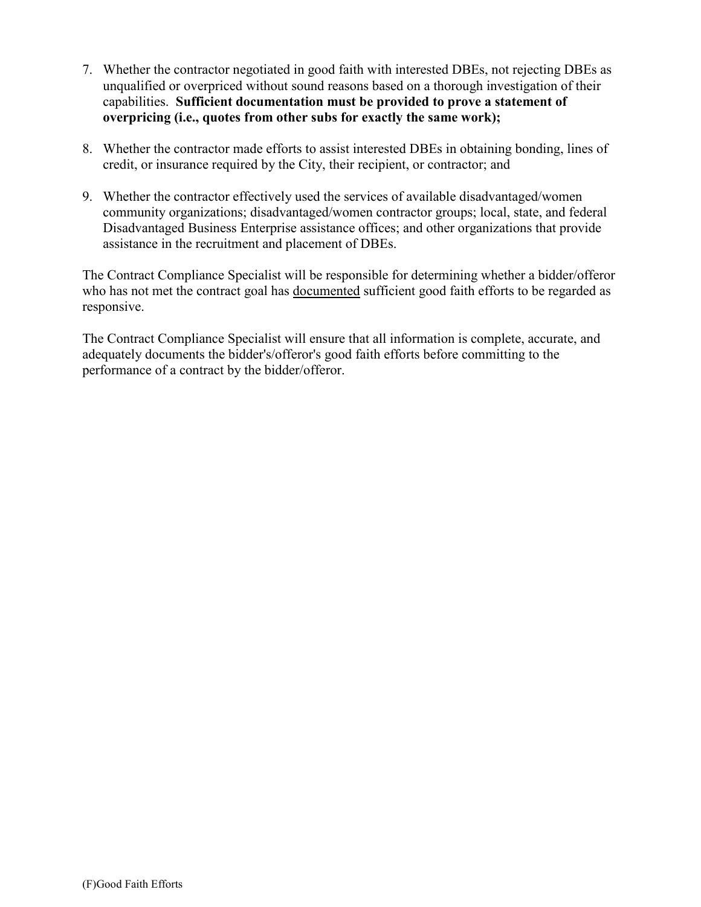7. Whether the contractor negotiated in good faith with interested DBEs, not rejecting DBEs as unqualified or overpriced without sound reasons based on a thorough investigation of their capabilities. **Sufficient documentation must be provided to prove a statement of overpricing (i.e., quotes from other subs for exactly the same work);**

8. Whether the contractor made efforts to assist interested DBEs in obtaining bonding, lines of credit, or insurance required by the City, their recipient, or contractor; and

9. Whether the contractor effectively used the services of available disadvantaged/women community organizations; disadvantaged/women contractor groups; local, state, and federal Disadvantaged Business Enterprise assistance offices; and other organizations that provide assistance in the recruitment and placement of DBEs.

The Contract Compliance Specialist will be responsible for determining whether a bidder/offeror who has not met the contract goal has <u>documented</u> sufficient good faith efforts to be regarded as responsive.

The Contract Compliance Specialist will ensure that all information is complete, accurate, and adequately documents the bidder's/offeror's good faith efforts before committing to the performance of a contract by the bidder/offeror.